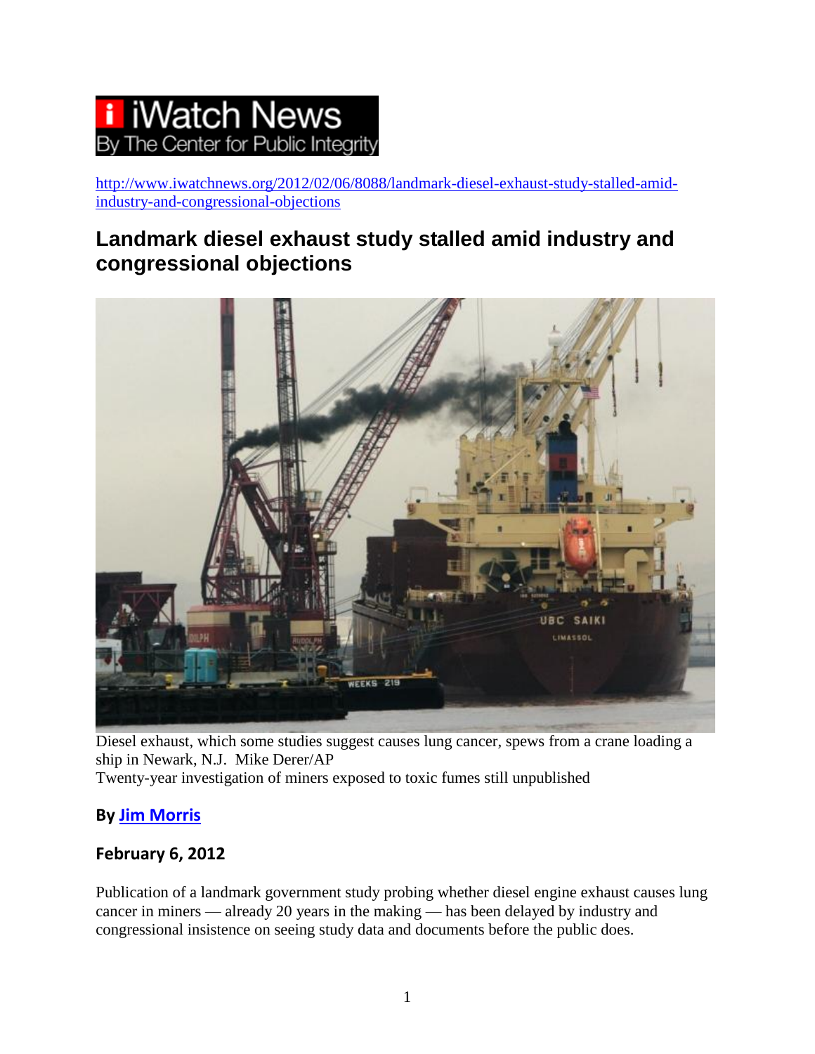iWatch News
By The Center for Public Integrity

http://www.iwatchnews.org/2012/02/06/8088/landmark-diesel-exhaust-study-stalled-amid-industry-and-congressional-objections

# Landmark diesel exhaust study stalled amid industry and congressional objections

Diesel exhaust, which some studies suggest causes lung cancer, spews from a crane loading a ship in Newark, N.J. Mike Derer/AP

Twenty-year investigation of miners exposed to toxic fumes still unpublished

**By Jim Morris**

**February 6, 2012**

Publication of a landmark government study probing whether diesel engine exhaust causes lung cancer in miners — already 20 years in the making — has been delayed by industry and congressional insistence on seeing study data and documents before the public does.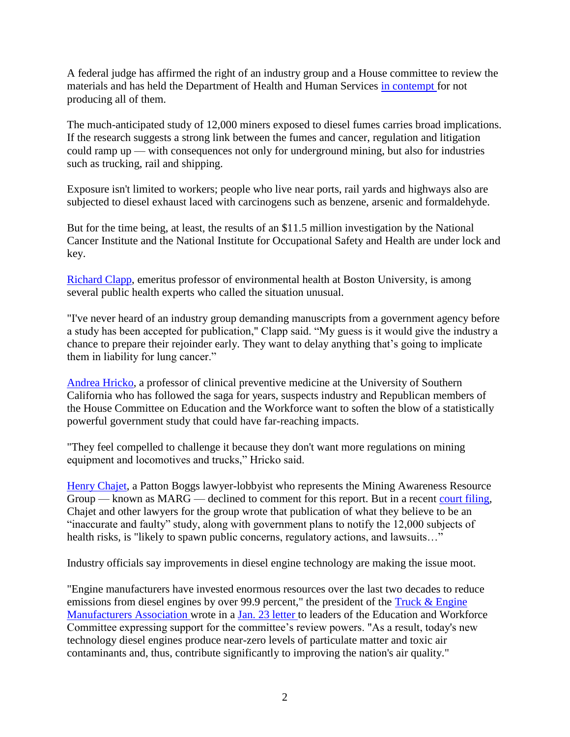A federal judge has affirmed the right of an industry group and a House committee to review the materials and has held the Department of Health and Human Services in contempt for not producing all of them.

The much-anticipated study of 12,000 miners exposed to diesel fumes carries broad implications. If the research suggests a strong link between the fumes and cancer, regulation and litigation could ramp up — with consequences not only for underground mining, but also for industries such as trucking, rail and shipping.

Exposure isn't limited to workers; people who live near ports, rail yards and highways also are subjected to diesel exhaust laced with carcinogens such as benzene, arsenic and formaldehyde.

But for the time being, at least, the results of an $11.5 million investigation by the National Cancer Institute and the National Institute for Occupational Safety and Health are under lock and key.

Richard Clapp, emeritus professor of environmental health at Boston University, is among several public health experts who called the situation unusual.

"I've never heard of an industry group demanding manuscripts from a government agency before a study has been accepted for publication," Clapp said. "My guess is it would give the industry a chance to prepare their rejoinder early. They want to delay anything that's going to implicate them in liability for lung cancer."

Andrea Hricko, a professor of clinical preventive medicine at the University of Southern California who has followed the saga for years, suspects industry and Republican members of the House Committee on Education and the Workforce want to soften the blow of a statistically powerful government study that could have far-reaching impacts.

"They feel compelled to challenge it because they don't want more regulations on mining equipment and locomotives and trucks," Hricko said.

Henry Chajet, a Patton Boggs lawyer-lobbyist who represents the Mining Awareness Resource Group — known as MARG — declined to comment for this report. But in a recent court filing, Chajet and other lawyers for the group wrote that publication of what they believe to be an "inaccurate and faulty" study, along with government plans to notify the 12,000 subjects of health risks, is "likely to spawn public concerns, regulatory actions, and lawsuits…"

Industry officials say improvements in diesel engine technology are making the issue moot.

"Engine manufacturers have invested enormous resources over the last two decades to reduce emissions from diesel engines by over 99.9 percent," the president of the Truck & Engine Manufacturers Association wrote in a Jan. 23 letter to leaders of the Education and Workforce Committee expressing support for the committee's review powers. "As a result, today's new technology diesel engines produce near-zero levels of particulate matter and toxic air contaminants and, thus, contribute significantly to improving the nation's air quality."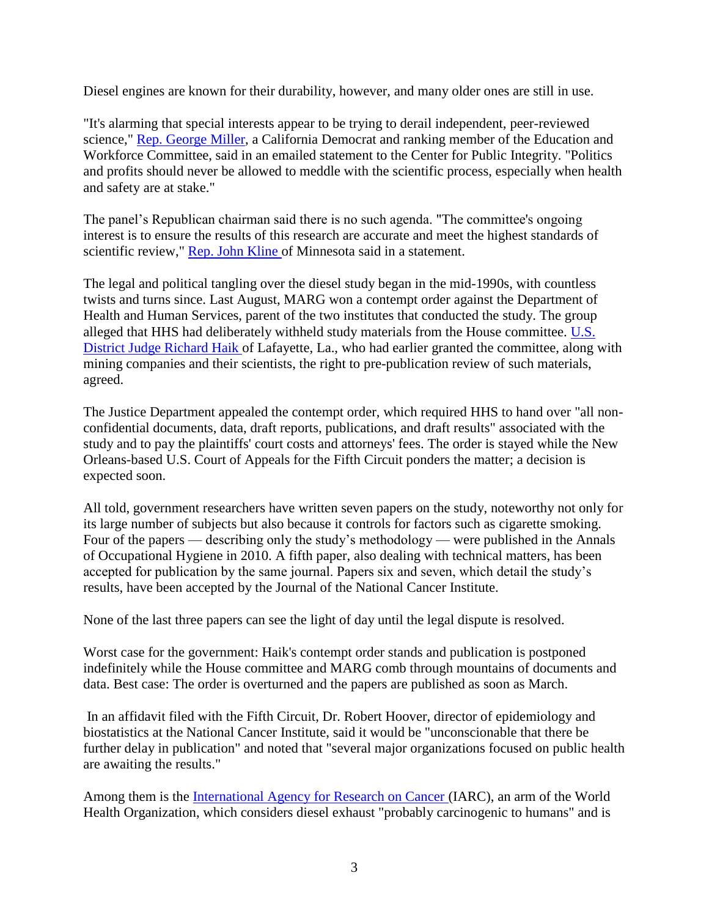Diesel engines are known for their durability, however, and many older ones are still in use.

"It's alarming that special interests appear to be trying to derail independent, peer-reviewed science," [Rep. George Miller](), a California Democrat and ranking member of the Education and Workforce Committee, said in an emailed statement to the Center for Public Integrity. "Politics and profits should never be allowed to meddle with the scientific process, especially when health and safety are at stake."

The panel's Republican chairman said there is no such agenda. "The committee's ongoing interest is to ensure the results of this research are accurate and meet the highest standards of scientific review," [Rep. John Kline]() of Minnesota said in a statement.

The legal and political tangling over the diesel study began in the mid-1990s, with countless twists and turns since. Last August, MARG won a contempt order against the Department of Health and Human Services, parent of the two institutes that conducted the study. The group alleged that HHS had deliberately withheld study materials from the House committee. [U.S. District Judge Richard Haik]() of Lafayette, La., who had earlier granted the committee, along with mining companies and their scientists, the right to pre-publication review of such materials, agreed.

The Justice Department appealed the contempt order, which required HHS to hand over "all non-confidential documents, data, draft reports, publications, and draft results" associated with the study and to pay the plaintiffs' court costs and attorneys' fees. The order is stayed while the New Orleans-based U.S. Court of Appeals for the Fifth Circuit ponders the matter; a decision is expected soon.

All told, government researchers have written seven papers on the study, noteworthy not only for its large number of subjects but also because it controls for factors such as cigarette smoking. Four of the papers — describing only the study's methodology — were published in the Annals of Occupational Hygiene in 2010. A fifth paper, also dealing with technical matters, has been accepted for publication by the same journal. Papers six and seven, which detail the study's results, have been accepted by the Journal of the National Cancer Institute.

None of the last three papers can see the light of day until the legal dispute is resolved.

Worst case for the government: Haik's contempt order stands and publication is postponed indefinitely while the House committee and MARG comb through mountains of documents and data. Best case: The order is overturned and the papers are published as soon as March.

In an affidavit filed with the Fifth Circuit, Dr. Robert Hoover, director of epidemiology and biostatistics at the National Cancer Institute, said it would be "unconscionable that there be further delay in publication" and noted that "several major organizations focused on public health are awaiting the results."

Among them is the [International Agency for Research on Cancer]() (IARC), an arm of the World Health Organization, which considers diesel exhaust "probably carcinogenic to humans" and is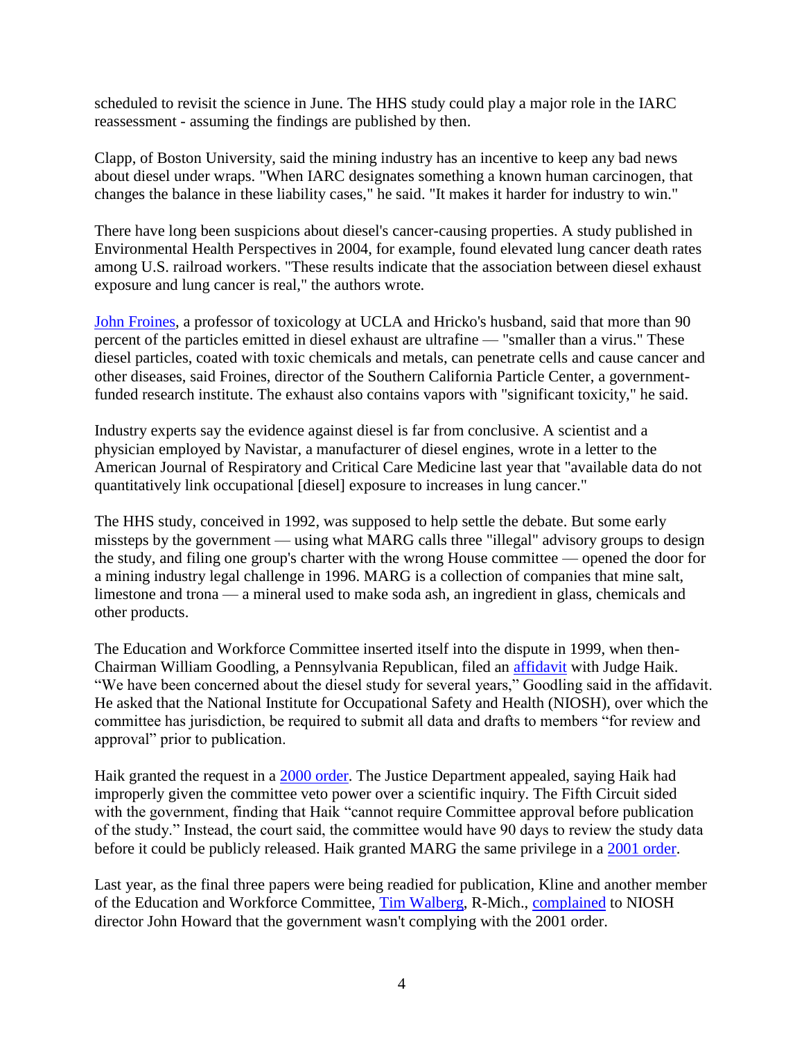scheduled to revisit the science in June. The HHS study could play a major role in the IARC reassessment - assuming the findings are published by then.

Clapp, of Boston University, said the mining industry has an incentive to keep any bad news about diesel under wraps. "When IARC designates something a known human carcinogen, that changes the balance in these liability cases," he said. "It makes it harder for industry to win."

There have long been suspicions about diesel's cancer-causing properties. A study published in Environmental Health Perspectives in 2004, for example, found elevated lung cancer death rates among U.S. railroad workers. "These results indicate that the association between diesel exhaust exposure and lung cancer is real," the authors wrote.

John Froines, a professor of toxicology at UCLA and Hricko's husband, said that more than 90 percent of the particles emitted in diesel exhaust are ultrafine — "smaller than a virus." These diesel particles, coated with toxic chemicals and metals, can penetrate cells and cause cancer and other diseases, said Froines, director of the Southern California Particle Center, a government-funded research institute. The exhaust also contains vapors with "significant toxicity," he said.

Industry experts say the evidence against diesel is far from conclusive. A scientist and a physician employed by Navistar, a manufacturer of diesel engines, wrote in a letter to the American Journal of Respiratory and Critical Care Medicine last year that "available data do not quantitatively link occupational [diesel] exposure to increases in lung cancer."

The HHS study, conceived in 1992, was supposed to help settle the debate. But some early missteps by the government — using what MARG calls three "illegal" advisory groups to design the study, and filing one group's charter with the wrong House committee — opened the door for a mining industry legal challenge in 1996. MARG is a collection of companies that mine salt, limestone and trona — a mineral used to make soda ash, an ingredient in glass, chemicals and other products.

The Education and Workforce Committee inserted itself into the dispute in 1999, when then-Chairman William Goodling, a Pennsylvania Republican, filed an affidavit with Judge Haik. "We have been concerned about the diesel study for several years," Goodling said in the affidavit. He asked that the National Institute for Occupational Safety and Health (NIOSH), over which the committee has jurisdiction, be required to submit all data and drafts to members "for review and approval" prior to publication.

Haik granted the request in a 2000 order. The Justice Department appealed, saying Haik had improperly given the committee veto power over a scientific inquiry. The Fifth Circuit sided with the government, finding that Haik "cannot require Committee approval before publication of the study." Instead, the court said, the committee would have 90 days to review the study data before it could be publicly released. Haik granted MARG the same privilege in a 2001 order.

Last year, as the final three papers were being readied for publication, Kline and another member of the Education and Workforce Committee, Tim Walberg, R-Mich., complained to NIOSH director John Howard that the government wasn't complying with the 2001 order.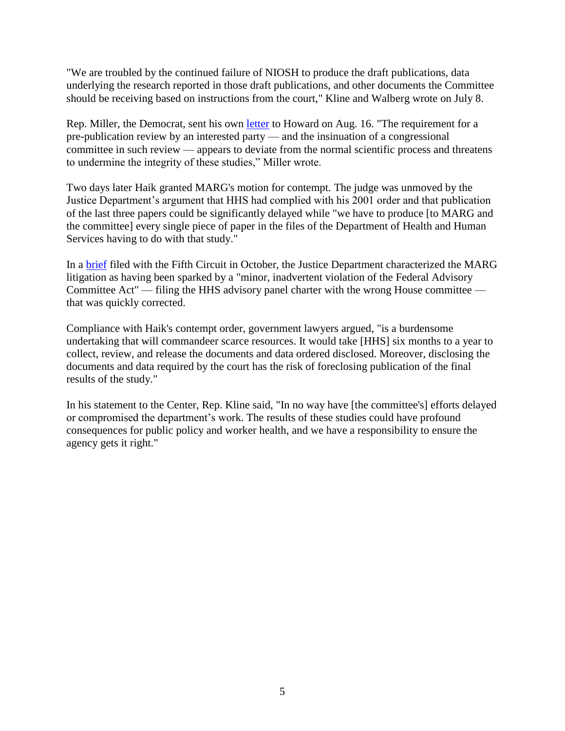"We are troubled by the continued failure of NIOSH to produce the draft publications, data underlying the research reported in those draft publications, and other documents the Committee should be receiving based on instructions from the court," Kline and Walberg wrote on July 8.

Rep. Miller, the Democrat, sent his own letter to Howard on Aug. 16. "The requirement for a pre-publication review by an interested party — and the insinuation of a congressional committee in such review — appears to deviate from the normal scientific process and threatens to undermine the integrity of these studies," Miller wrote.

Two days later Haik granted MARG's motion for contempt. The judge was unmoved by the Justice Department's argument that HHS had complied with his 2001 order and that publication of the last three papers could be significantly delayed while "we have to produce [to MARG and the committee] every single piece of paper in the files of the Department of Health and Human Services having to do with that study."

In a brief filed with the Fifth Circuit in October, the Justice Department characterized the MARG litigation as having been sparked by a "minor, inadvertent violation of the Federal Advisory Committee Act" — filing the HHS advisory panel charter with the wrong House committee — that was quickly corrected.

Compliance with Haik's contempt order, government lawyers argued, "is a burdensome undertaking that will commandeer scarce resources. It would take [HHS] six months to a year to collect, review, and release the documents and data ordered disclosed. Moreover, disclosing the documents and data required by the court has the risk of foreclosing publication of the final results of the study."

In his statement to the Center, Rep. Kline said, "In no way have [the committee's] efforts delayed or compromised the department's work. The results of these studies could have profound consequences for public policy and worker health, and we have a responsibility to ensure the agency gets it right."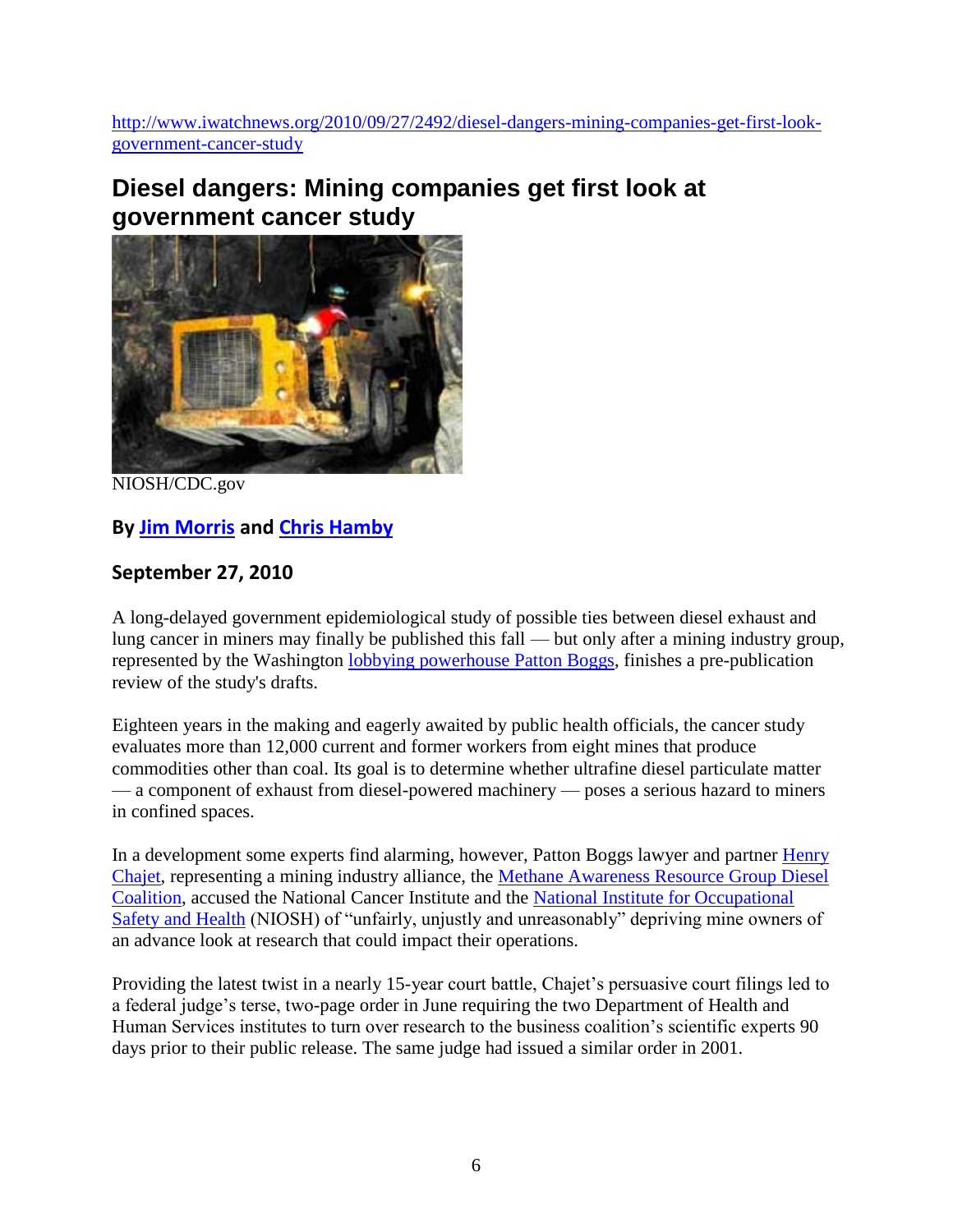http://www.iwatchnews.org/2010/09/27/2492/diesel-dangers-mining-companies-get-first-look-government-cancer-study

# Diesel dangers: Mining companies get first look at government cancer study

NIOSH/CDC.gov

**By Jim Morris and Chris Hamby**

**September 27, 2010**

A long-delayed government epidemiological study of possible ties between diesel exhaust and lung cancer in miners may finally be published this fall — but only after a mining industry group, represented by the Washington lobbying powerhouse Patton Boggs, finishes a pre-publication review of the study's drafts.

Eighteen years in the making and eagerly awaited by public health officials, the cancer study evaluates more than 12,000 current and former workers from eight mines that produce commodities other than coal. Its goal is to determine whether ultrafine diesel particulate matter — a component of exhaust from diesel-powered machinery — poses a serious hazard to miners in confined spaces.

In a development some experts find alarming, however, Patton Boggs lawyer and partner Henry Chajet, representing a mining industry alliance, the Methane Awareness Resource Group Diesel Coalition, accused the National Cancer Institute and the National Institute for Occupational Safety and Health (NIOSH) of "unfairly, unjustly and unreasonably" depriving mine owners of an advance look at research that could impact their operations.

Providing the latest twist in a nearly 15-year court battle, Chajet's persuasive court filings led to a federal judge's terse, two-page order in June requiring the two Department of Health and Human Services institutes to turn over research to the business coalition's scientific experts 90 days prior to their public release. The same judge had issued a similar order in 2001.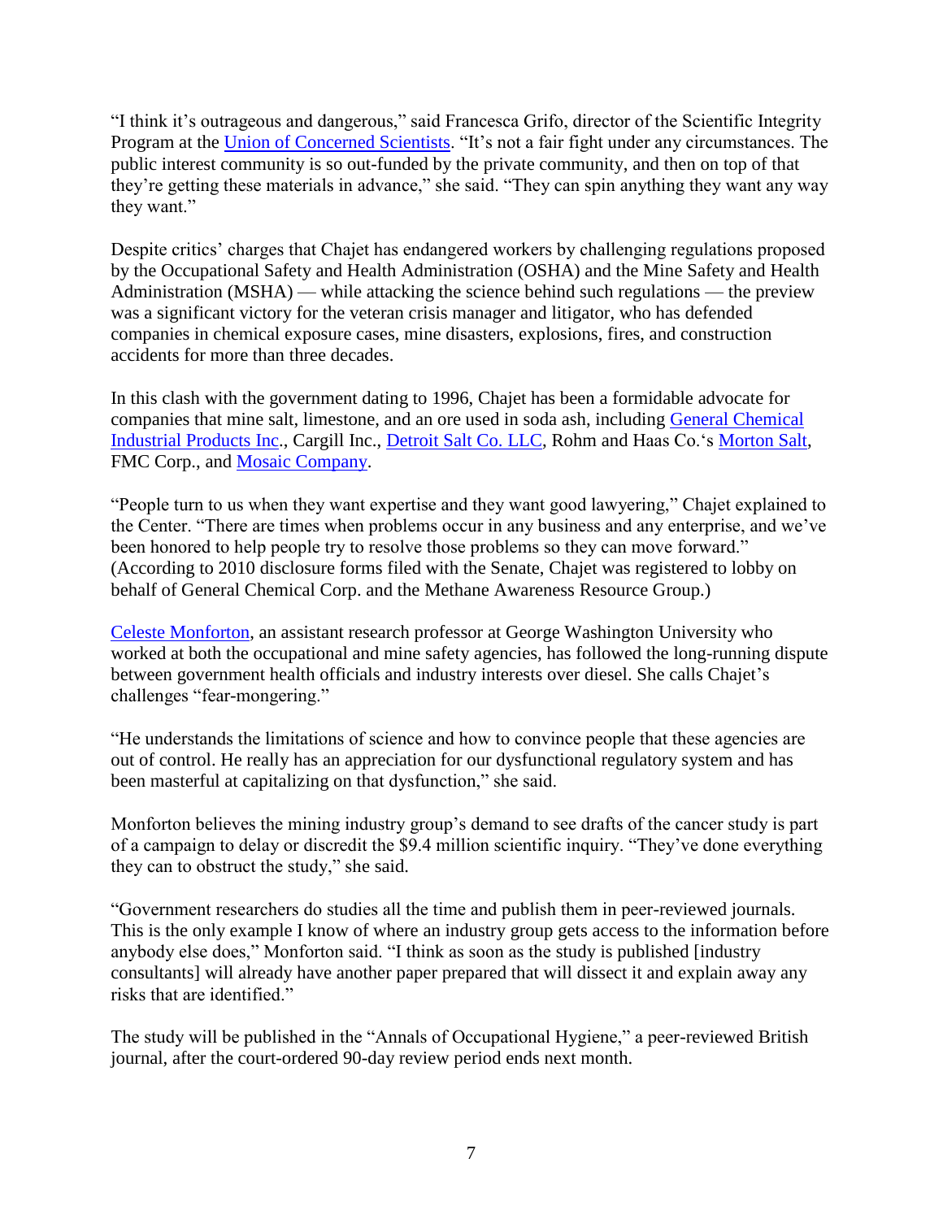"I think it's outrageous and dangerous," said Francesca Grifo, director of the Scientific Integrity Program at the Union of Concerned Scientists. "It's not a fair fight under any circumstances. The public interest community is so out-funded by the private community, and then on top of that they're getting these materials in advance," she said. "They can spin anything they want any way they want."

Despite critics' charges that Chajet has endangered workers by challenging regulations proposed by the Occupational Safety and Health Administration (OSHA) and the Mine Safety and Health Administration (MSHA) — while attacking the science behind such regulations — the preview was a significant victory for the veteran crisis manager and litigator, who has defended companies in chemical exposure cases, mine disasters, explosions, fires, and construction accidents for more than three decades.

In this clash with the government dating to 1996, Chajet has been a formidable advocate for companies that mine salt, limestone, and an ore used in soda ash, including General Chemical Industrial Products Inc., Cargill Inc., Detroit Salt Co. LLC, Rohm and Haas Co.'s Morton Salt, FMC Corp., and Mosaic Company.

"People turn to us when they want expertise and they want good lawyering," Chajet explained to the Center. "There are times when problems occur in any business and any enterprise, and we've been honored to help people try to resolve those problems so they can move forward." (According to 2010 disclosure forms filed with the Senate, Chajet was registered to lobby on behalf of General Chemical Corp. and the Methane Awareness Resource Group.)

Celeste Monforton, an assistant research professor at George Washington University who worked at both the occupational and mine safety agencies, has followed the long-running dispute between government health officials and industry interests over diesel. She calls Chajet's challenges "fear-mongering."

"He understands the limitations of science and how to convince people that these agencies are out of control. He really has an appreciation for our dysfunctional regulatory system and has been masterful at capitalizing on that dysfunction," she said.

Monforton believes the mining industry group's demand to see drafts of the cancer study is part of a campaign to delay or discredit the $9.4 million scientific inquiry. "They've done everything they can to obstruct the study," she said.

"Government researchers do studies all the time and publish them in peer-reviewed journals. This is the only example I know of where an industry group gets access to the information before anybody else does," Monforton said. "I think as soon as the study is published [industry consultants] will already have another paper prepared that will dissect it and explain away any risks that are identified."

The study will be published in the "Annals of Occupational Hygiene," a peer-reviewed British journal, after the court-ordered 90-day review period ends next month.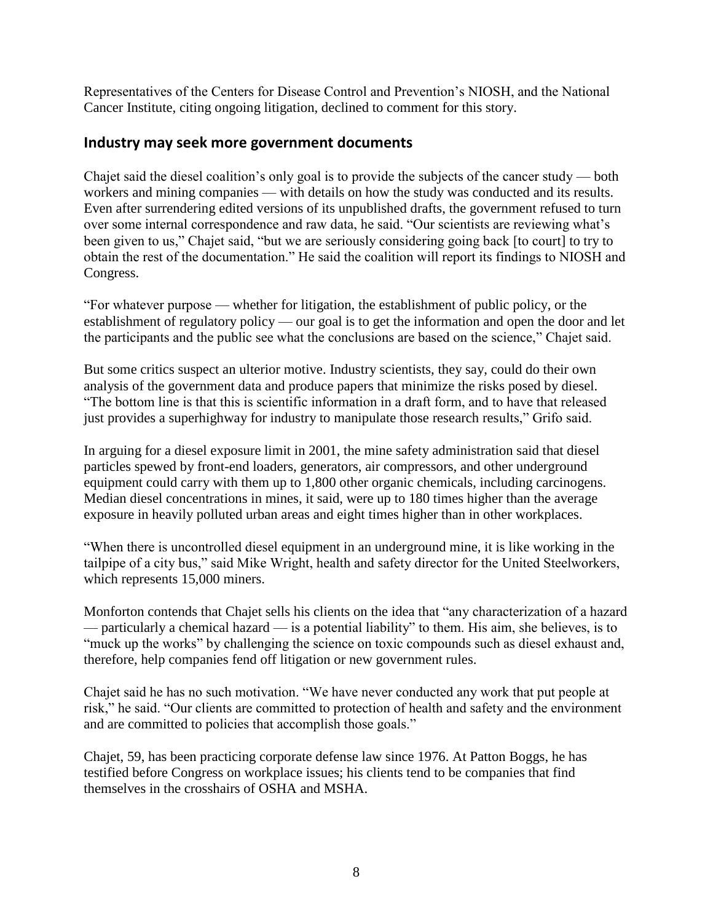Representatives of the Centers for Disease Control and Prevention's NIOSH, and the National Cancer Institute, citing ongoing litigation, declined to comment for this story.

## Industry may seek more government documents

Chajet said the diesel coalition's only goal is to provide the subjects of the cancer study — both workers and mining companies — with details on how the study was conducted and its results. Even after surrendering edited versions of its unpublished drafts, the government refused to turn over some internal correspondence and raw data, he said. "Our scientists are reviewing what's been given to us," Chajet said, "but we are seriously considering going back [to court] to try to obtain the rest of the documentation." He said the coalition will report its findings to NIOSH and Congress.

"For whatever purpose — whether for litigation, the establishment of public policy, or the establishment of regulatory policy — our goal is to get the information and open the door and let the participants and the public see what the conclusions are based on the science," Chajet said.

But some critics suspect an ulterior motive. Industry scientists, they say, could do their own analysis of the government data and produce papers that minimize the risks posed by diesel. "The bottom line is that this is scientific information in a draft form, and to have that released just provides a superhighway for industry to manipulate those research results," Grifo said.

In arguing for a diesel exposure limit in 2001, the mine safety administration said that diesel particles spewed by front-end loaders, generators, air compressors, and other underground equipment could carry with them up to 1,800 other organic chemicals, including carcinogens. Median diesel concentrations in mines, it said, were up to 180 times higher than the average exposure in heavily polluted urban areas and eight times higher than in other workplaces.

"When there is uncontrolled diesel equipment in an underground mine, it is like working in the tailpipe of a city bus," said Mike Wright, health and safety director for the United Steelworkers, which represents 15,000 miners.

Monforton contends that Chajet sells his clients on the idea that "any characterization of a hazard — particularly a chemical hazard — is a potential liability" to them. His aim, she believes, is to "muck up the works" by challenging the science on toxic compounds such as diesel exhaust and, therefore, help companies fend off litigation or new government rules.

Chajet said he has no such motivation. "We have never conducted any work that put people at risk," he said. "Our clients are committed to protection of health and safety and the environment and are committed to policies that accomplish those goals."

Chajet, 59, has been practicing corporate defense law since 1976. At Patton Boggs, he has testified before Congress on workplace issues; his clients tend to be companies that find themselves in the crosshairs of OSHA and MSHA.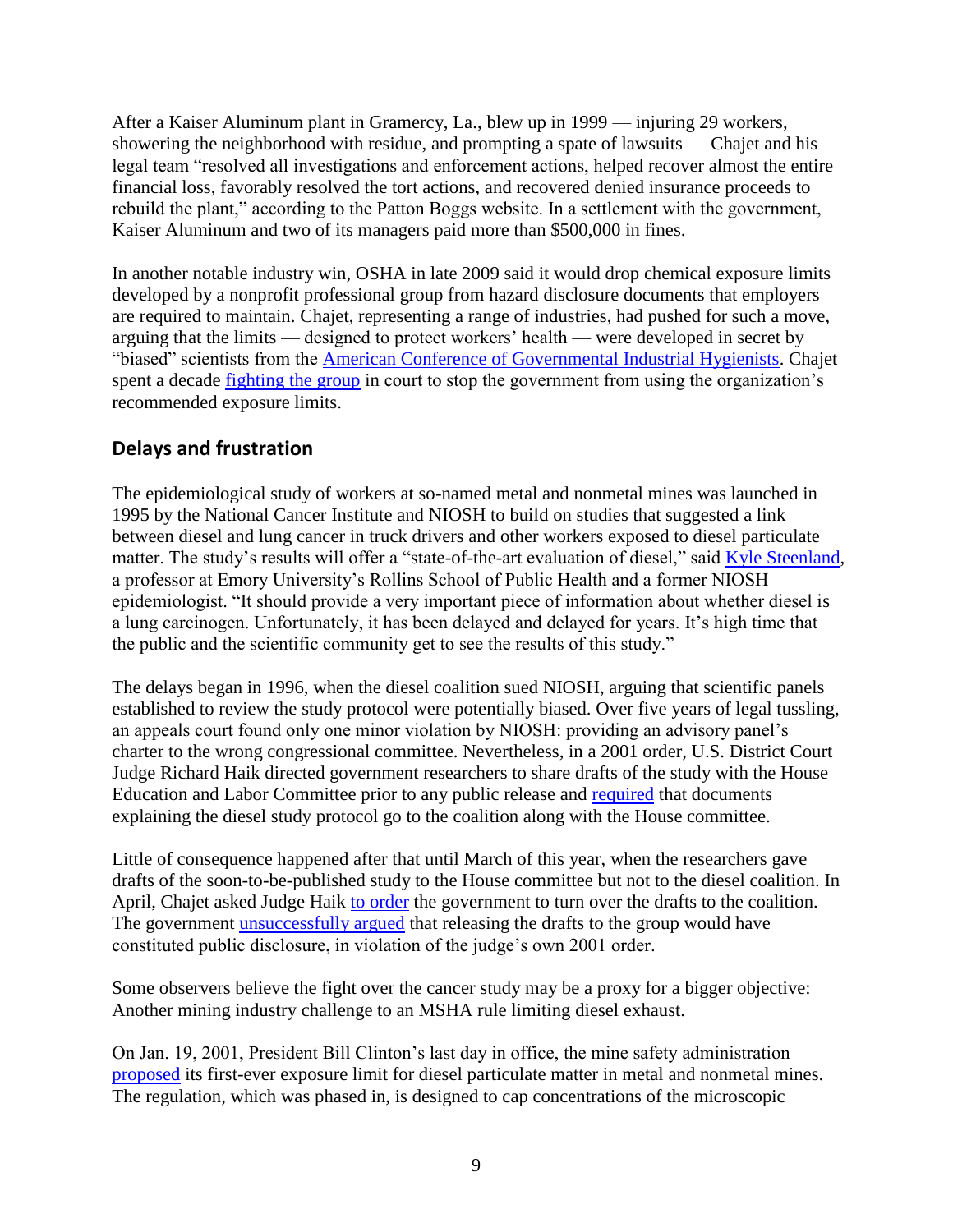After a Kaiser Aluminum plant in Gramercy, La., blew up in 1999 — injuring 29 workers, showering the neighborhood with residue, and prompting a spate of lawsuits — Chajet and his legal team "resolved all investigations and enforcement actions, helped recover almost the entire financial loss, favorably resolved the tort actions, and recovered denied insurance proceeds to rebuild the plant," according to the Patton Boggs website. In a settlement with the government, Kaiser Aluminum and two of its managers paid more than $500,000 in fines.

In another notable industry win, OSHA in late 2009 said it would drop chemical exposure limits developed by a nonprofit professional group from hazard disclosure documents that employers are required to maintain. Chajet, representing a range of industries, had pushed for such a move, arguing that the limits — designed to protect workers' health — were developed in secret by "biased" scientists from the American Conference of Governmental Industrial Hygienists. Chajet spent a decade fighting the group in court to stop the government from using the organization's recommended exposure limits.

## Delays and frustration

The epidemiological study of workers at so-named metal and nonmetal mines was launched in 1995 by the National Cancer Institute and NIOSH to build on studies that suggested a link between diesel and lung cancer in truck drivers and other workers exposed to diesel particulate matter. The study's results will offer a "state-of-the-art evaluation of diesel," said Kyle Steenland, a professor at Emory University's Rollins School of Public Health and a former NIOSH epidemiologist. "It should provide a very important piece of information about whether diesel is a lung carcinogen. Unfortunately, it has been delayed and delayed for years. It's high time that the public and the scientific community get to see the results of this study."

The delays began in 1996, when the diesel coalition sued NIOSH, arguing that scientific panels established to review the study protocol were potentially biased. Over five years of legal tussling, an appeals court found only one minor violation by NIOSH: providing an advisory panel's charter to the wrong congressional committee. Nevertheless, in a 2001 order, U.S. District Court Judge Richard Haik directed government researchers to share drafts of the study with the House Education and Labor Committee prior to any public release and required that documents explaining the diesel study protocol go to the coalition along with the House committee.

Little of consequence happened after that until March of this year, when the researchers gave drafts of the soon-to-be-published study to the House committee but not to the diesel coalition. In April, Chajet asked Judge Haik to order the government to turn over the drafts to the coalition. The government unsuccessfully argued that releasing the drafts to the group would have constituted public disclosure, in violation of the judge's own 2001 order.

Some observers believe the fight over the cancer study may be a proxy for a bigger objective: Another mining industry challenge to an MSHA rule limiting diesel exhaust.

On Jan. 19, 2001, President Bill Clinton's last day in office, the mine safety administration proposed its first-ever exposure limit for diesel particulate matter in metal and nonmetal mines. The regulation, which was phased in, is designed to cap concentrations of the microscopic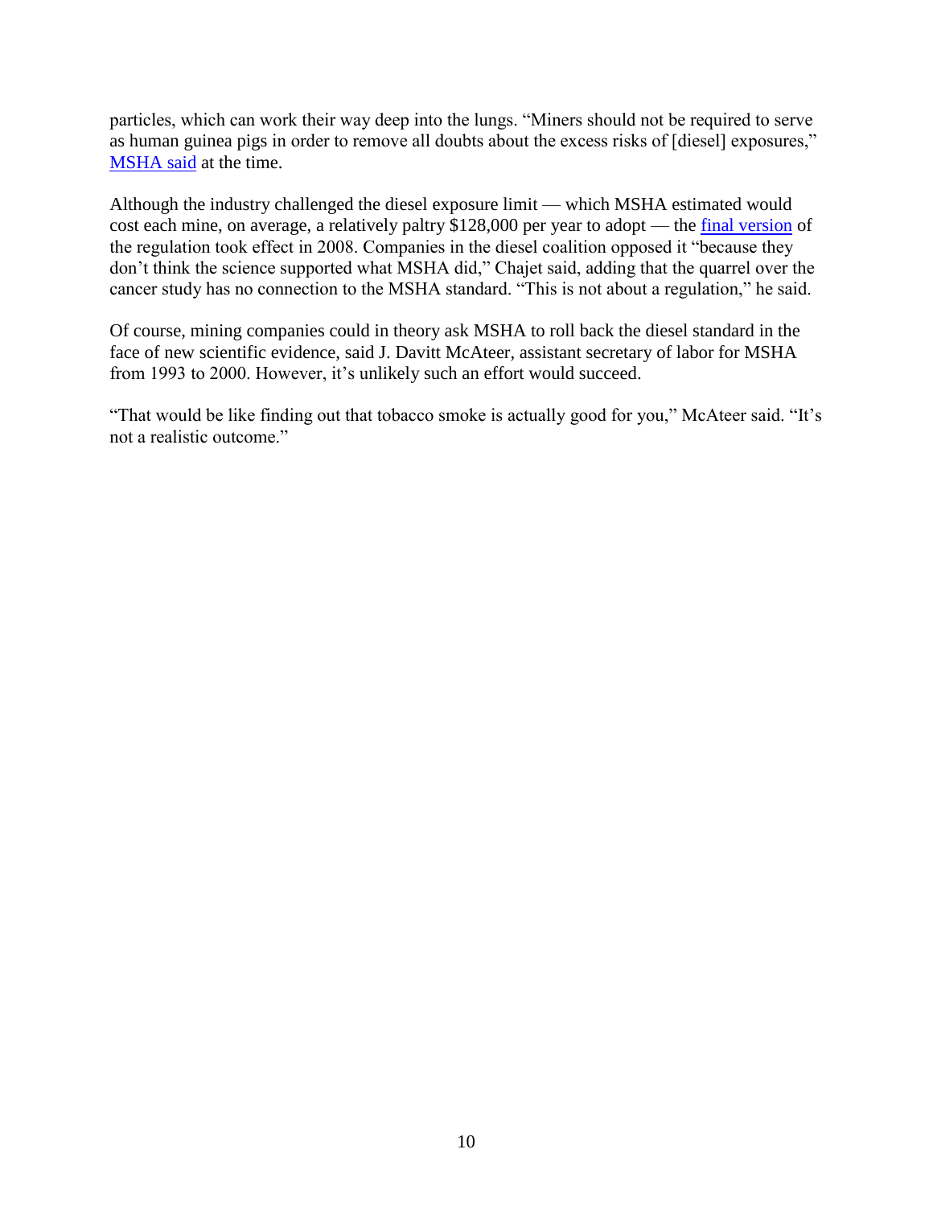particles, which can work their way deep into the lungs. "Miners should not be required to serve as human guinea pigs in order to remove all doubts about the excess risks of [diesel] exposures," MSHA said at the time.

Although the industry challenged the diesel exposure limit — which MSHA estimated would cost each mine, on average, a relatively paltry $128,000 per year to adopt — the final version of the regulation took effect in 2008. Companies in the diesel coalition opposed it "because they don't think the science supported what MSHA did," Chajet said, adding that the quarrel over the cancer study has no connection to the MSHA standard. "This is not about a regulation," he said.

Of course, mining companies could in theory ask MSHA to roll back the diesel standard in the face of new scientific evidence, said J. Davitt McAteer, assistant secretary of labor for MSHA from 1993 to 2000. However, it's unlikely such an effort would succeed.

"That would be like finding out that tobacco smoke is actually good for you," McAteer said. "It's not a realistic outcome."